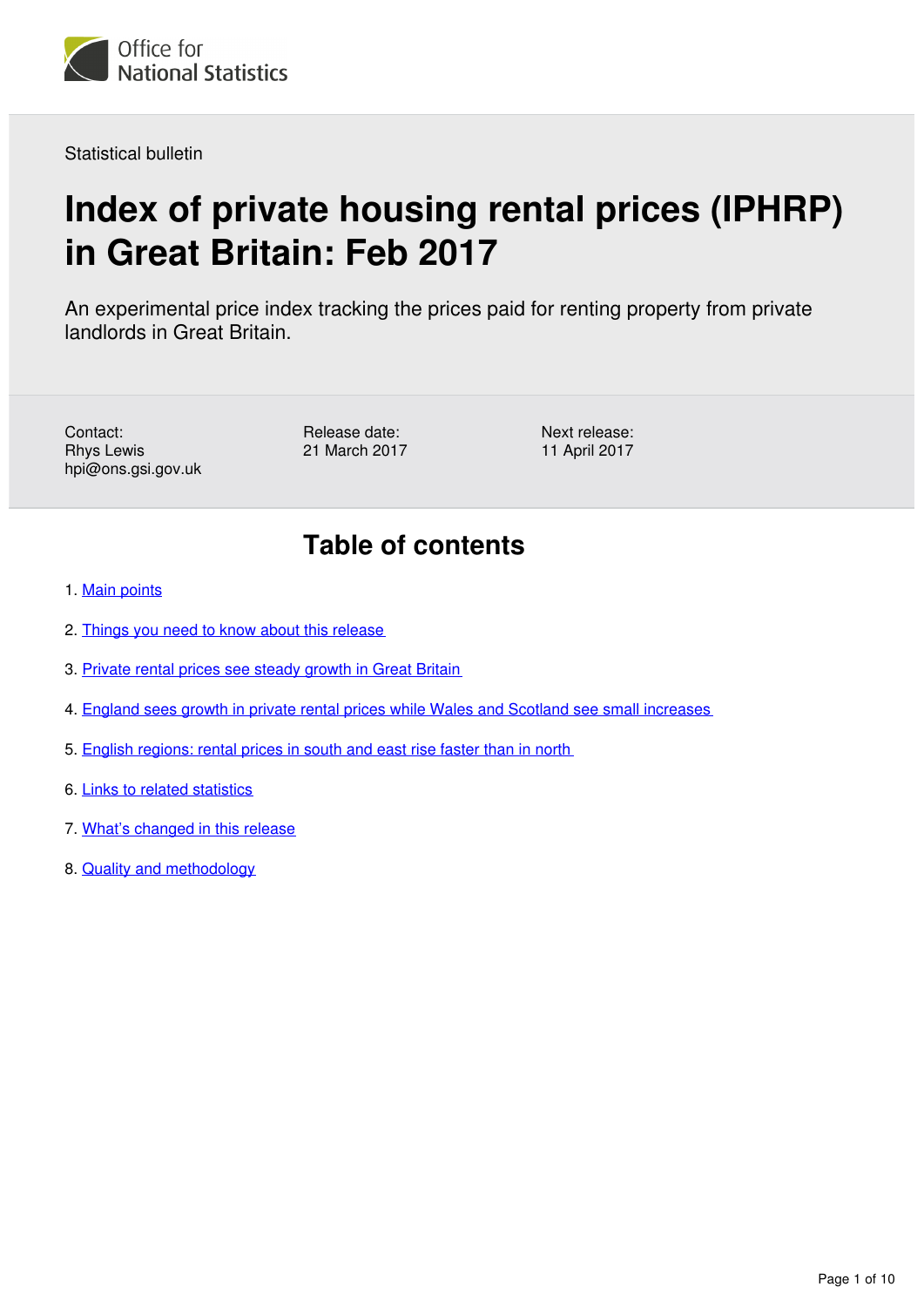Office for National Statistics

Statistical bulletin

# Index of private housing rental prices (IPHRP) in Great Britain: Feb 2017

An experimental price index tracking the prices paid for renting property from private landlords in Great Britain.

Contact:
Rhys Lewis
hpi@ons.gsi.gov.uk

Release date:
21 March 2017

Next release:
11 April 2017

## Table of contents

1. Main points
2. Things you need to know about this release
3. Private rental prices see steady growth in Great Britain
4. England sees growth in private rental prices while Wales and Scotland see small increases
5. English regions: rental prices in south and east rise faster than in north
6. Links to related statistics
7. What's changed in this release
8. Quality and methodology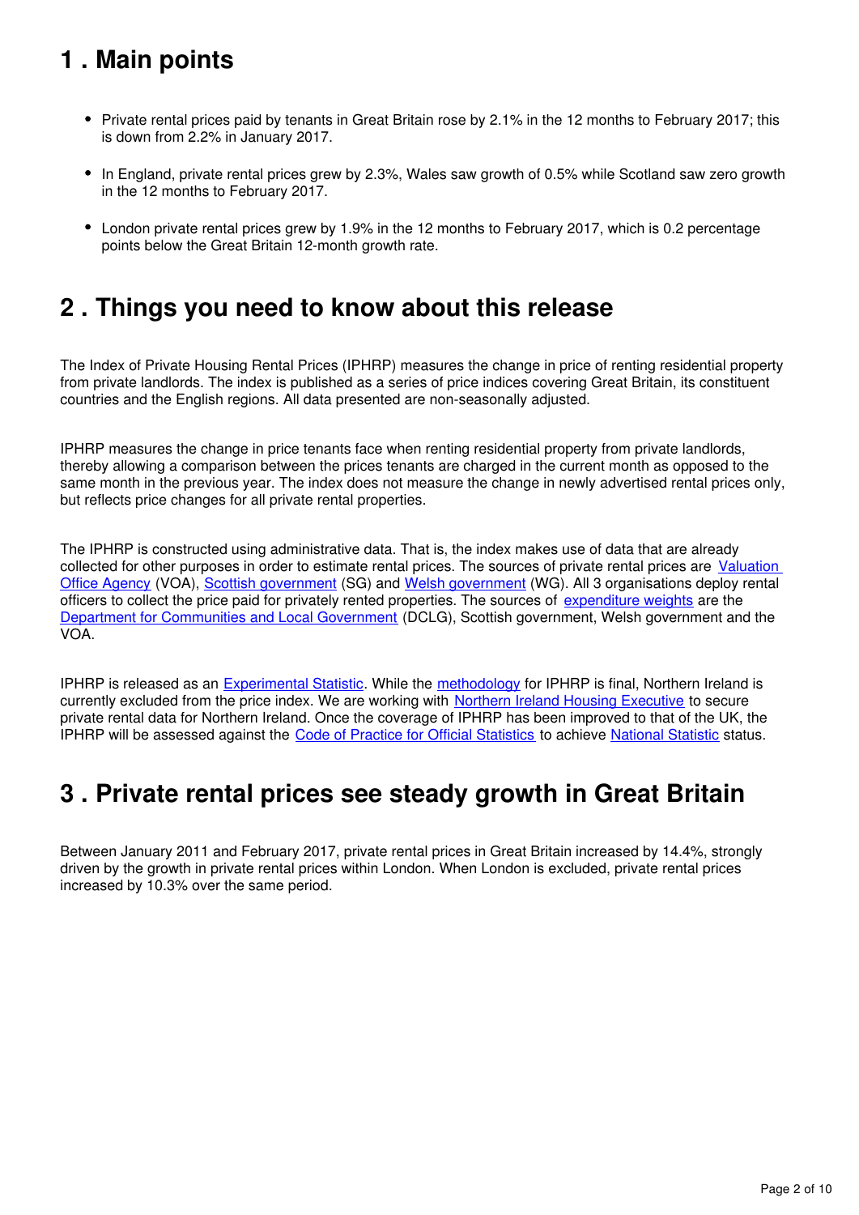## 1 . Main points

- Private rental prices paid by tenants in Great Britain rose by 2.1% in the 12 months to February 2017; this is down from 2.2% in January 2017.
- In England, private rental prices grew by 2.3%, Wales saw growth of 0.5% while Scotland saw zero growth in the 12 months to February 2017.
- London private rental prices grew by 1.9% in the 12 months to February 2017, which is 0.2 percentage points below the Great Britain 12-month growth rate.

## 2 . Things you need to know about this release

The Index of Private Housing Rental Prices (IPHRP) measures the change in price of renting residential property from private landlords. The index is published as a series of price indices covering Great Britain, its constituent countries and the English regions. All data presented are non-seasonally adjusted.

IPHRP measures the change in price tenants face when renting residential property from private landlords, thereby allowing a comparison between the prices tenants are charged in the current month as opposed to the same month in the previous year. The index does not measure the change in newly advertised rental prices only, but reflects price changes for all private rental properties.

The IPHRP is constructed using administrative data. That is, the index makes use of data that are already collected for other purposes in order to estimate rental prices. The sources of private rental prices are Valuation Office Agency (VOA), Scottish government (SG) and Welsh government (WG). All 3 organisations deploy rental officers to collect the price paid for privately rented properties. The sources of expenditure weights are the Department for Communities and Local Government (DCLG), Scottish government, Welsh government and the VOA.

IPHRP is released as an Experimental Statistic. While the methodology for IPHRP is final, Northern Ireland is currently excluded from the price index. We are working with Northern Ireland Housing Executive to secure private rental data for Northern Ireland. Once the coverage of IPHRP has been improved to that of the UK, the IPHRP will be assessed against the Code of Practice for Official Statistics to achieve National Statistic status.

## 3 . Private rental prices see steady growth in Great Britain

Between January 2011 and February 2017, private rental prices in Great Britain increased by 14.4%, strongly driven by the growth in private rental prices within London. When London is excluded, private rental prices increased by 10.3% over the same period.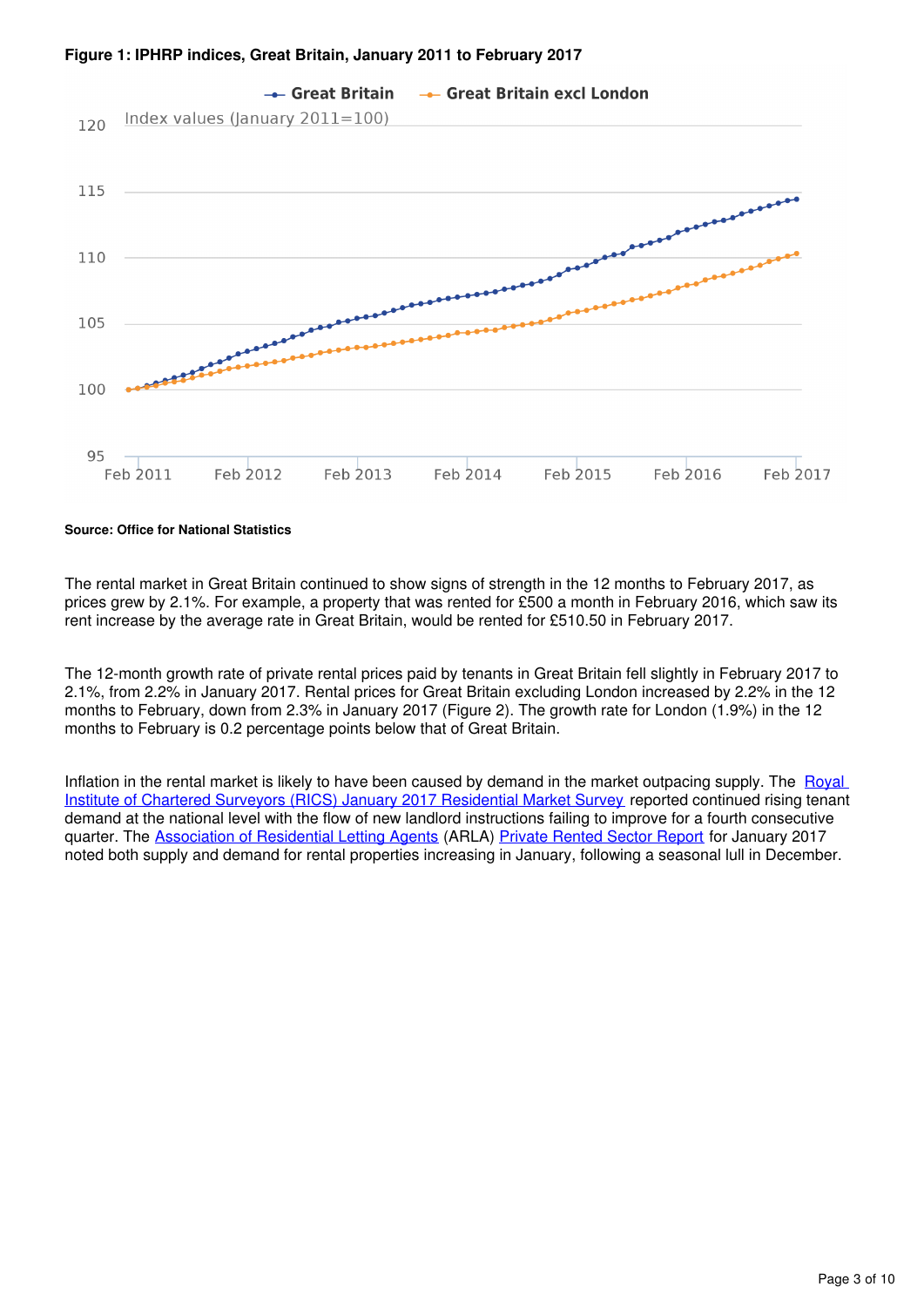**Figure 1: IPHRP indices, Great Britain, January 2011 to February 2017**

**Source: Office for National Statistics**

The rental market in Great Britain continued to show signs of strength in the 12 months to February 2017, as prices grew by 2.1%. For example, a property that was rented for £500 a month in February 2016, which saw its rent increase by the average rate in Great Britain, would be rented for £510.50 in February 2017.

The 12-month growth rate of private rental prices paid by tenants in Great Britain fell slightly in February 2017 to 2.1%, from 2.2% in January 2017. Rental prices for Great Britain excluding London increased by 2.2% in the 12 months to February, down from 2.3% in January 2017 (Figure 2). The growth rate for London (1.9%) in the 12 months to February is 0.2 percentage points below that of Great Britain.

Inflation in the rental market is likely to have been caused by demand in the market outpacing supply. The Royal Institute of Chartered Surveyors (RICS) January 2017 Residential Market Survey reported continued rising tenant demand at the national level with the flow of new landlord instructions failing to improve for a fourth consecutive quarter. The Association of Residential Letting Agents (ARLA) Private Rented Sector Report for January 2017 noted both supply and demand for rental properties increasing in January, following a seasonal lull in December.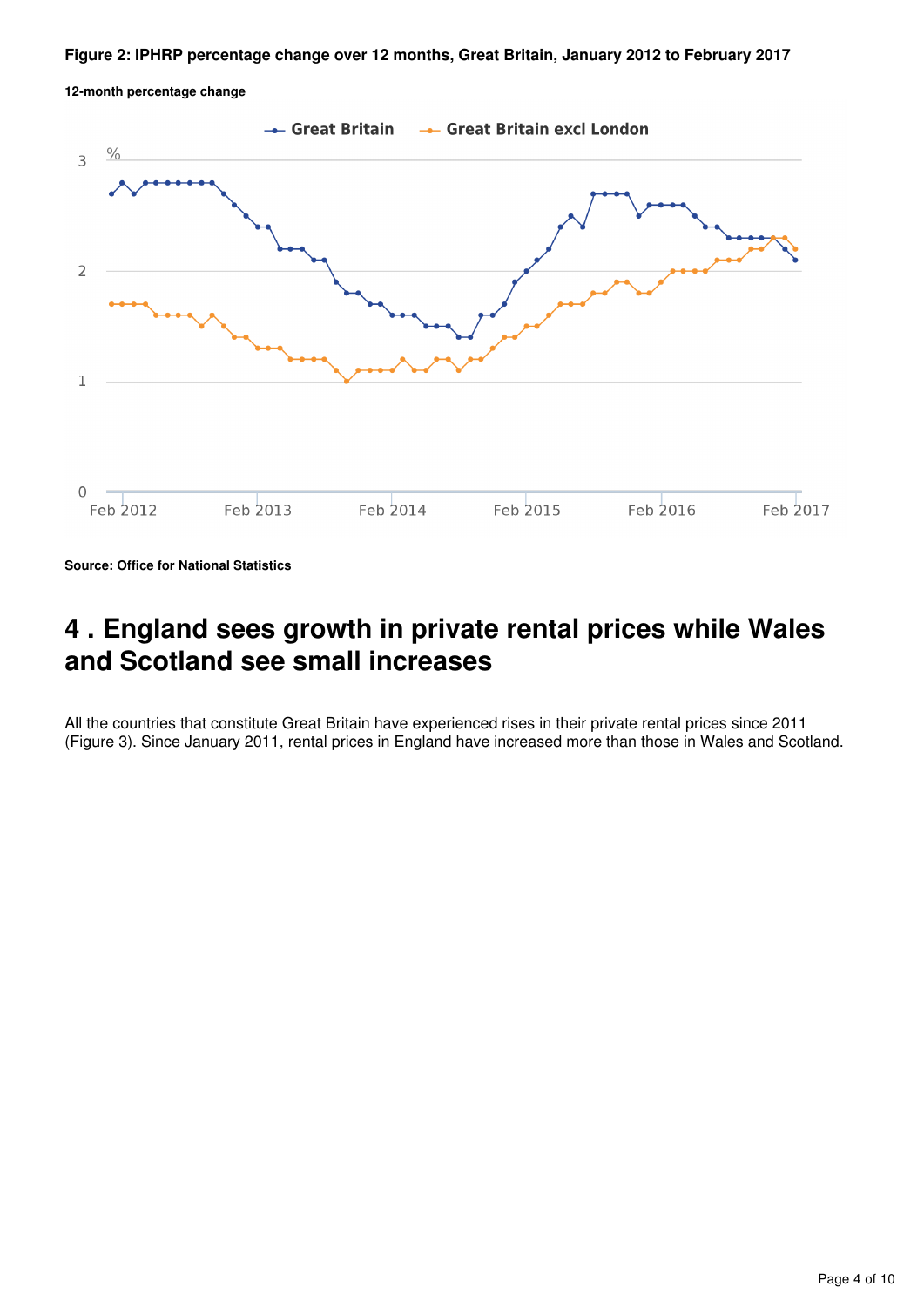**Figure 2: IPHRP percentage change over 12 months, Great Britain, January 2012 to February 2017**

**12-month percentage change**

**Source: Office for National Statistics**

## 4 . England sees growth in private rental prices while Wales and Scotland see small increases

All the countries that constitute Great Britain have experienced rises in their private rental prices since 2011 (Figure 3). Since January 2011, rental prices in England have increased more than those in Wales and Scotland.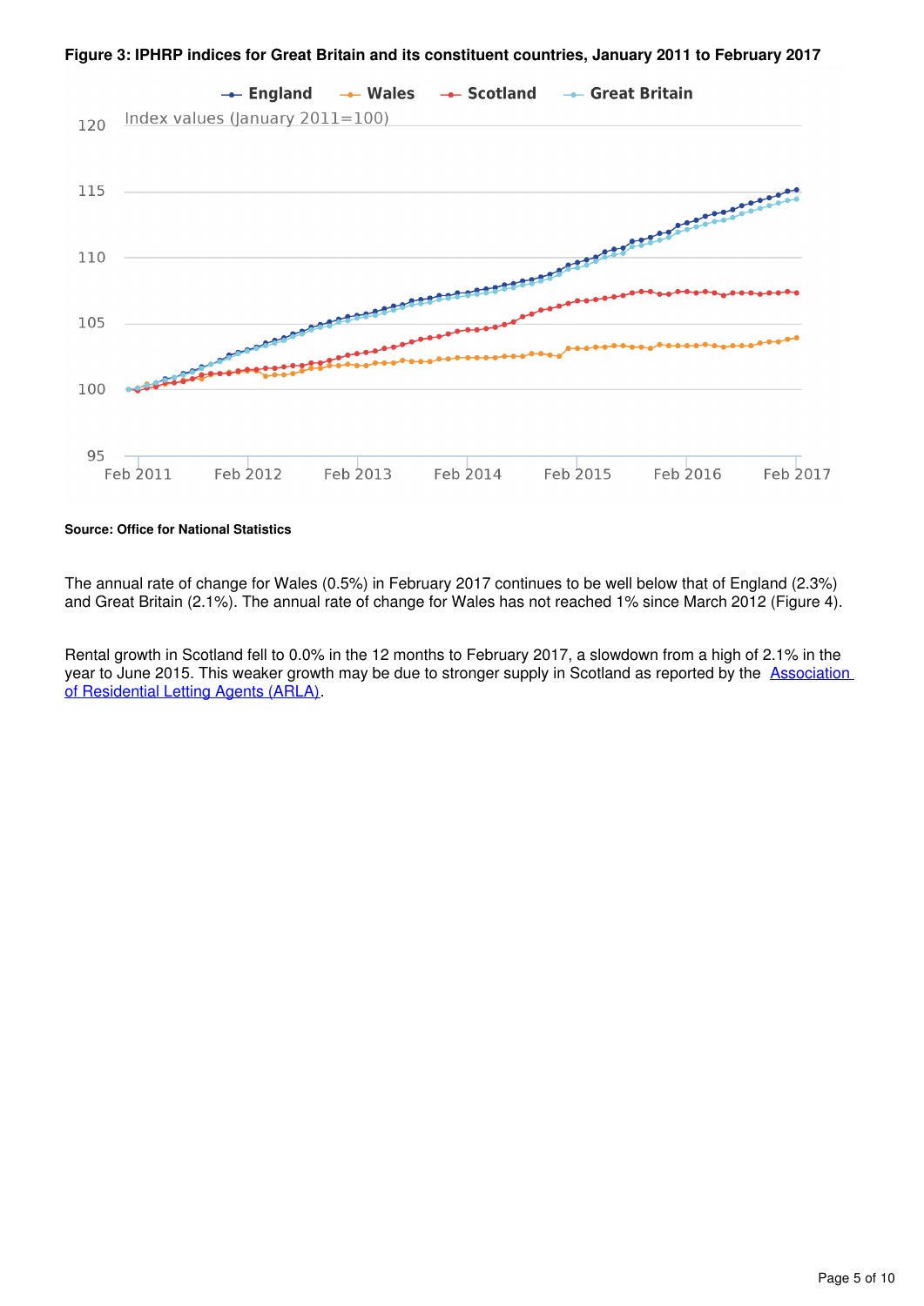**Figure 3: IPHRP indices for Great Britain and its constituent countries, January 2011 to February 2017**

**Source: Office for National Statistics**

The annual rate of change for Wales (0.5%) in February 2017 continues to be well below that of England (2.3%) and Great Britain (2.1%). The annual rate of change for Wales has not reached 1% since March 2012 (Figure 4).

Rental growth in Scotland fell to 0.0% in the 12 months to February 2017, a slowdown from a high of 2.1% in the year to June 2015. This weaker growth may be due to stronger supply in Scotland as reported by the [Association of Residential Letting Agents (ARLA)](#).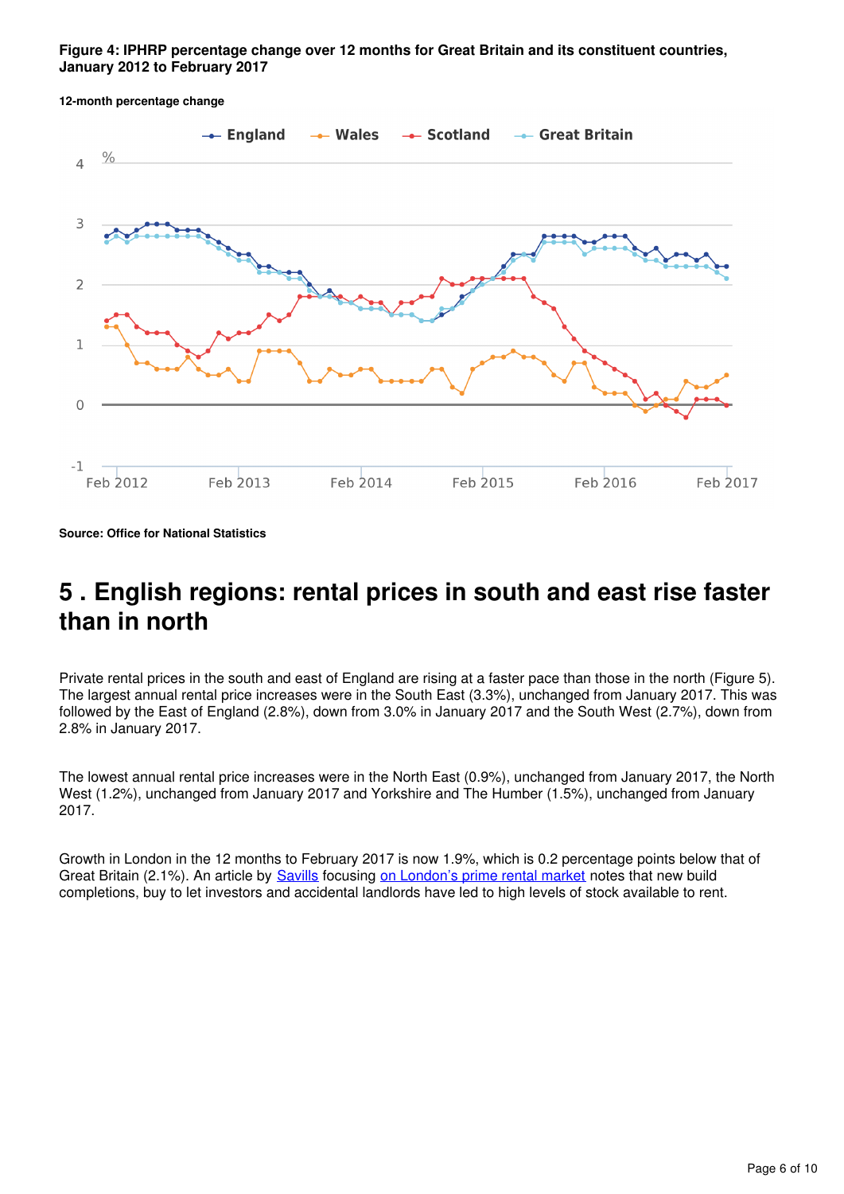**Figure 4: IPHRP percentage change over 12 months for Great Britain and its constituent countries, January 2012 to February 2017**

**12-month percentage change**

**Source: Office for National Statistics**

## 5 . English regions: rental prices in south and east rise faster than in north

Private rental prices in the south and east of England are rising at a faster pace than those in the north (Figure 5). The largest annual rental price increases were in the South East (3.3%), unchanged from January 2017. This was followed by the East of England (2.8%), down from 3.0% in January 2017 and the South West (2.7%), down from 2.8% in January 2017.

The lowest annual rental price increases were in the North East (0.9%), unchanged from January 2017, the North West (1.2%), unchanged from January 2017 and Yorkshire and The Humber (1.5%), unchanged from January 2017.

Growth in London in the 12 months to February 2017 is now 1.9%, which is 0.2 percentage points below that of Great Britain (2.1%). An article by Savills focusing on London's prime rental market notes that new build completions, buy to let investors and accidental landlords have led to high levels of stock available to rent.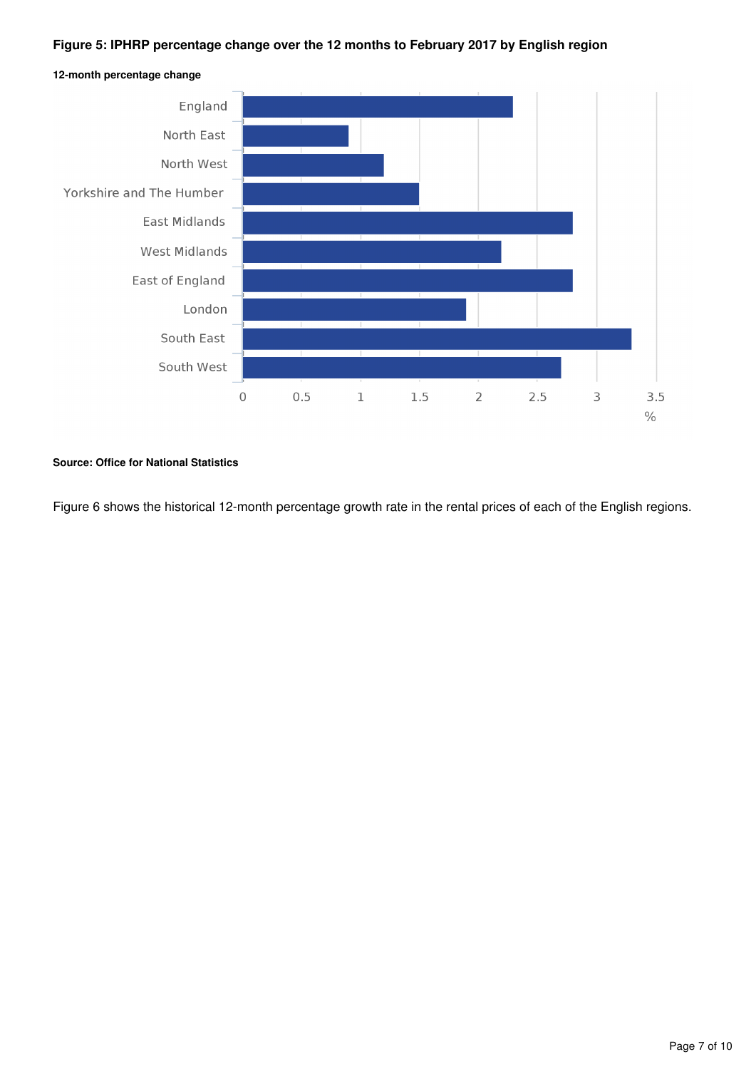**Figure 5: IPHRP percentage change over the 12 months to February 2017 by English region**

**12-month percentage change**

| Region | % |
|---|---|
| England | 2.3 |
| North East | 0.9 |
| North West | 1.2 |
| Yorkshire and The Humber | 1.5 |
| East Midlands | 2.8 |
| West Midlands | 2.2 |
| East of England | 2.8 |
| London | 1.9 |
| South East | 3.3 |
| South West | 2.7 |

**Source: Office for National Statistics**

Figure 6 shows the historical 12-month percentage growth rate in the rental prices of each of the English regions.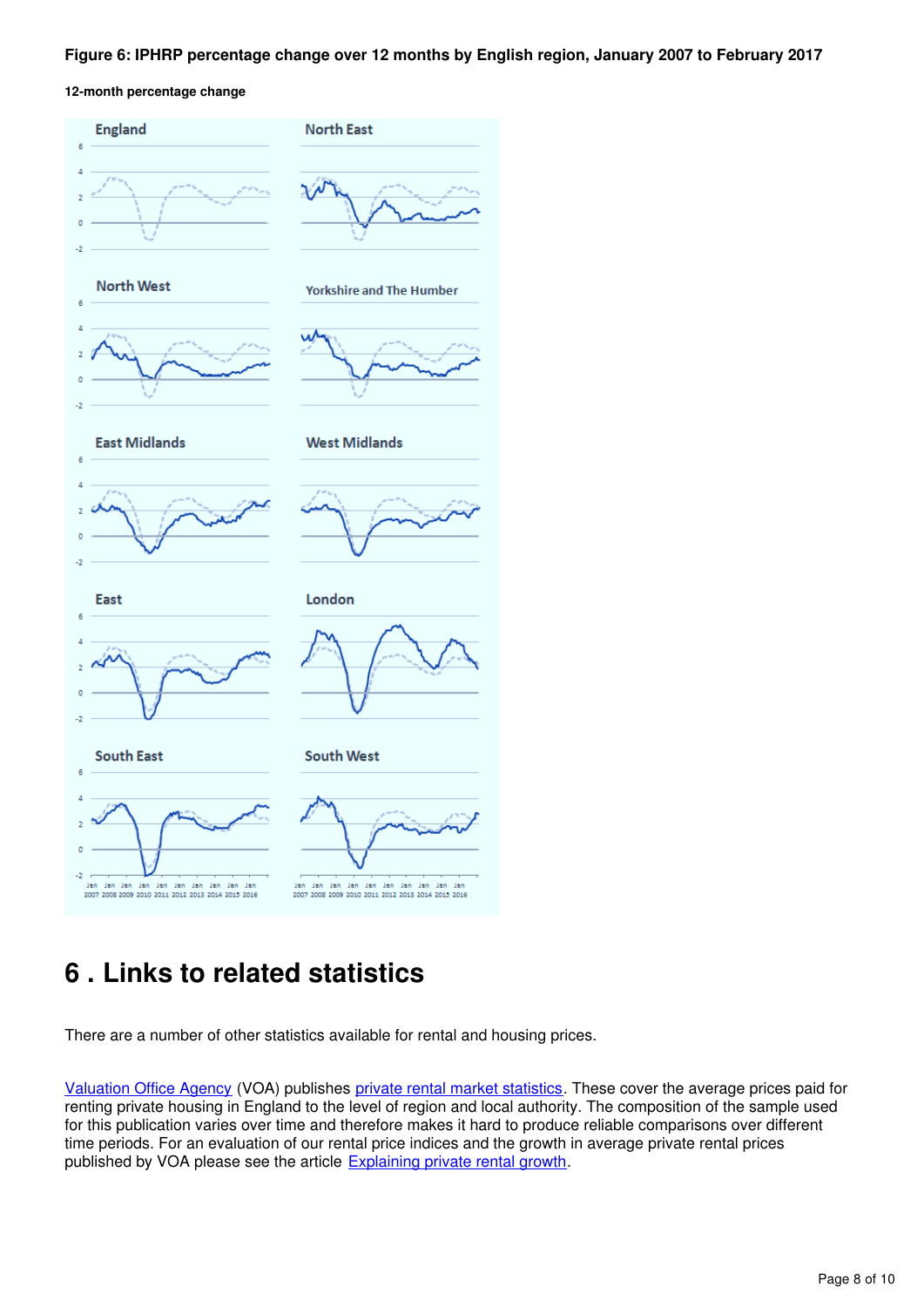**Figure 6: IPHRP percentage change over 12 months by English region, January 2007 to February 2017**

**12-month percentage change**

# 6 . Links to related statistics

There are a number of other statistics available for rental and housing prices.

[Valuation Office Agency](https://www.gov.uk/government/organisations/valuation-office-agency) (VOA) publishes [private rental market statistics](https://www.gov.uk/government/collections/private-rental-market-statistics). These cover the average prices paid for renting private housing in England to the level of region and local authority. The composition of the sample used for this publication varies over time and therefore makes it hard to produce reliable comparisons over different time periods. For an evaluation of our rental price indices and the growth in average private rental prices published by VOA please see the article [Explaining private rental growth](https://www.ons.gov.uk/economy/inflationandpriceindices/articles/explainingprivaterentalgrowth/2016-04-19).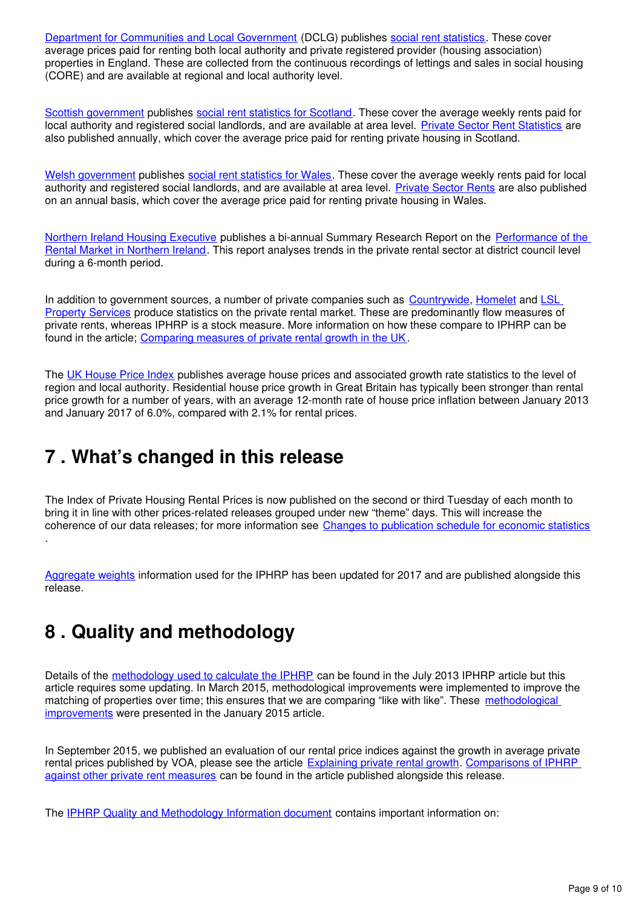Department for Communities and Local Government (DCLG) publishes social rent statistics. These cover average prices paid for renting both local authority and private registered provider (housing association) properties in England. These are collected from the continuous recordings of lettings and sales in social housing (CORE) and are available at regional and local authority level.

Scottish government publishes social rent statistics for Scotland. These cover the average weekly rents paid for local authority and registered social landlords, and are available at area level. Private Sector Rent Statistics are also published annually, which cover the average price paid for renting private housing in Scotland.

Welsh government publishes social rent statistics for Wales. These cover the average weekly rents paid for local authority and registered social landlords, and are available at area level. Private Sector Rents are also published on an annual basis, which cover the average price paid for renting private housing in Wales.

Northern Ireland Housing Executive publishes a bi-annual Summary Research Report on the Performance of the Rental Market in Northern Ireland. This report analyses trends in the private rental sector at district council level during a 6-month period.

In addition to government sources, a number of private companies such as Countrywide, Homelet and LSL Property Services produce statistics on the private rental market. These are predominantly flow measures of private rents, whereas IPHRP is a stock measure. More information on how these compare to IPHRP can be found in the article; Comparing measures of private rental growth in the UK.

The UK House Price Index publishes average house prices and associated growth rate statistics to the level of region and local authority. Residential house price growth in Great Britain has typically been stronger than rental price growth for a number of years, with an average 12-month rate of house price inflation between January 2013 and January 2017 of 6.0%, compared with 2.1% for rental prices.

# 7 . What's changed in this release

The Index of Private Housing Rental Prices is now published on the second or third Tuesday of each month to bring it in line with other prices-related releases grouped under new "theme" days. This will increase the coherence of our data releases; for more information see Changes to publication schedule for economic statistics .

Aggregate weights information used for the IPHRP has been updated for 2017 and are published alongside this release.

# 8 . Quality and methodology

Details of the methodology used to calculate the IPHRP can be found in the July 2013 IPHRP article but this article requires some updating. In March 2015, methodological improvements were implemented to improve the matching of properties over time; this ensures that we are comparing "like with like". These methodological improvements were presented in the January 2015 article.

In September 2015, we published an evaluation of our rental price indices against the growth in average private rental prices published by VOA, please see the article Explaining private rental growth. Comparisons of IPHRP against other private rent measures can be found in the article published alongside this release.

The IPHRP Quality and Methodology Information document contains important information on: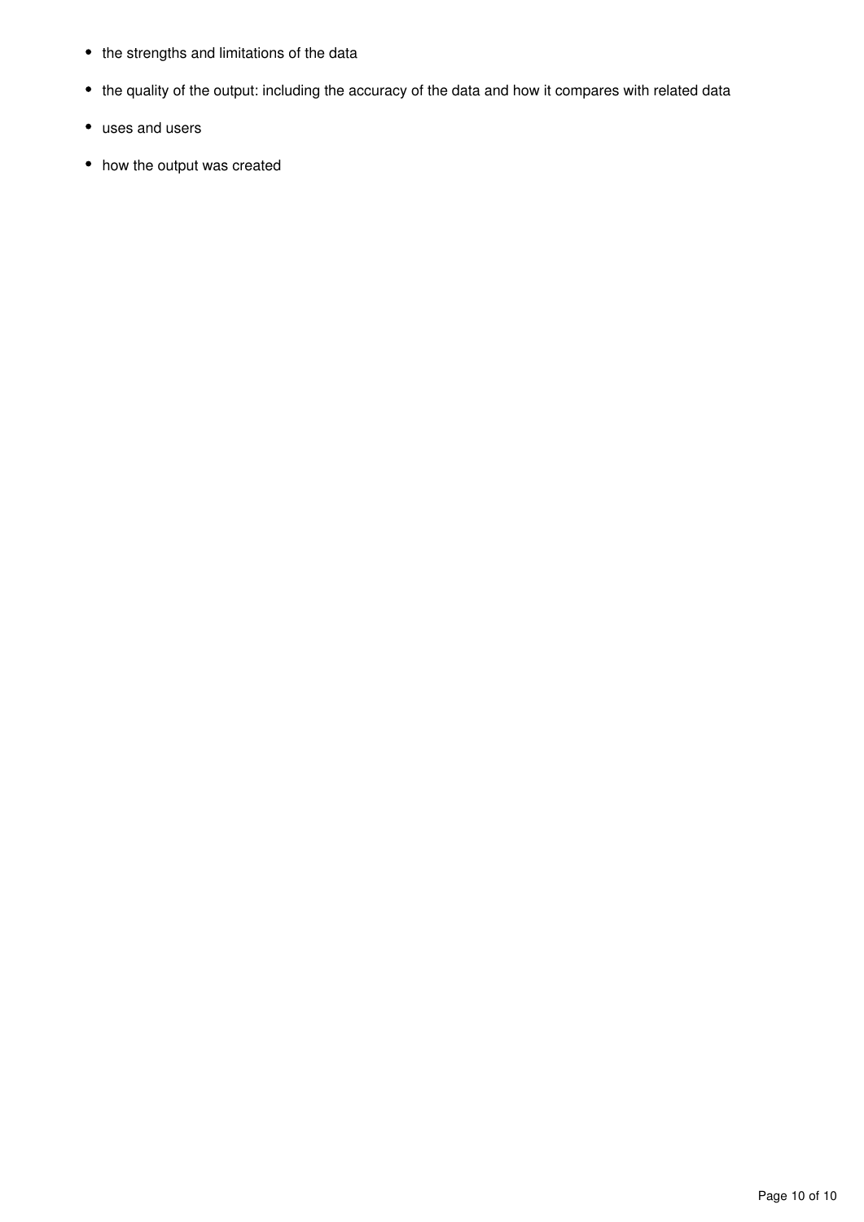- the strengths and limitations of the data
- the quality of the output: including the accuracy of the data and how it compares with related data
- uses and users
- how the output was created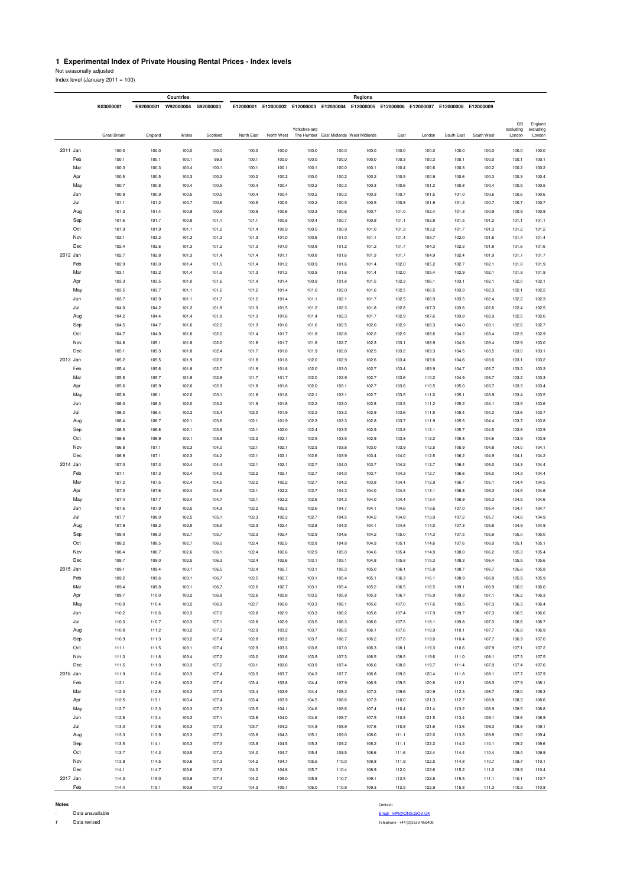## 1 Experimental Index of Private Housing Rental Prices - Index levels

Not seasonally adjusted

Index level (January 2011 = 100)

| | | Countries | | | | Regions | | | | | | | | | | |
|---|---|---|---|---|---|---|---|---|---|---|---|---|---|---|---|---|
| | K03000001 | E92000001 | W92000004 | S92000003 | E12000001 | E12000002 | E12000003 | E12000004 | E12000005 | E12000006 | E12000007 | E12000008 | E12000009 | | |
| | Great Britain | England | Wales | Scotland | North East | North West | Yorkshire and The Humber | East Midlands | West Midlands | East | London | South East | South West | GB excluding London | England excluding London |
| 2011 Jan | 100.0 | 100.0 | 100.0 | 100.0 | 100.0 | 100.0 | 100.0 | 100.0 | 100.0 | 100.0 | 100.0 | 100.0 | 100.0 | 100.0 | 100.0 |
| Feb | 100.1 | 100.1 | 100.1 | 99.9 | 100.1 | 100.0 | 100.0 | 100.0 | 100.0 | 100.3 | 100.3 | 100.1 | 100.0 | 100.1 | 100.1 |
| Mar | 100.3 | 100.3 | 100.4 | 100.1 | 100.1 | 100.1 | 100.1 | 100.0 | 100.1 | 100.4 | 100.6 | 100.3 | 100.2 | 100.2 | 100.2 |
| Apr | 100.5 | 100.5 | 100.3 | 100.2 | 100.2 | 100.2 | 100.0 | 100.2 | 100.2 | 100.5 | 100.9 | 100.6 | 100.3 | 100.3 | 100.4 |
| May | 100.7 | 100.8 | 100.4 | 100.5 | 100.4 | 100.4 | 100.2 | 100.3 | 100.3 | 100.6 | 101.2 | 100.8 | 100.4 | 100.5 | 100.5 |
| Jun | 100.9 | 100.9 | 100.5 | 100.5 | 100.4 | 100.4 | 100.2 | 100.3 | 100.3 | 100.7 | 101.5 | 101.0 | 100.6 | 100.6 | 100.6 |
| Jul | 101.1 | 101.2 | 100.7 | 100.6 | 100.5 | 100.5 | 100.2 | 100.5 | 100.5 | 100.8 | 101.9 | 101.2 | 100.7 | 100.7 | 100.7 |
| Aug | 101.3 | 101.4 | 100.8 | 100.8 | 100.9 | 100.6 | 100.3 | 100.6 | 100.7 | 101.0 | 102.4 | 101.3 | 100.9 | 100.9 | 100.9 |
| Sep | 101.6 | 101.7 | 100.8 | 101.1 | 101.1 | 100.8 | 100.4 | 100.7 | 100.8 | 101.1 | 102.8 | 101.5 | 101.2 | 101.1 | 101.1 |
| Oct | 101.9 | 101.9 | 101.1 | 101.2 | 101.4 | 100.9 | 100.5 | 100.9 | 101.0 | 101.3 | 103.2 | 101.7 | 101.3 | 101.2 | 101.2 |
| Nov | 102.1 | 102.2 | 101.2 | 101.2 | 101.3 | 101.0 | 100.6 | 101.0 | 101.1 | 101.4 | 103.7 | 102.0 | 101.6 | 101.4 | 101.4 |
| Dec | 102.4 | 102.6 | 101.3 | 101.2 | 101.3 | 101.0 | 100.8 | 101.2 | 101.2 | 101.7 | 104.3 | 102.3 | 101.8 | 101.6 | 101.6 |
| 2012 Jan | 102.7 | 102.8 | 101.3 | 101.4 | 101.4 | 101.1 | 100.8 | 101.6 | 101.3 | 101.7 | 104.9 | 102.4 | 101.9 | 101.7 | 101.7 |
| Feb | 102.9 | 103.0 | 101.4 | 101.5 | 101.4 | 101.2 | 100.9 | 101.6 | 101.4 | 102.0 | 105.2 | 102.7 | 102.1 | 101.8 | 101.9 |
| Mar | 103.1 | 103.2 | 101.4 | 101.5 | 101.3 | 101.3 | 100.9 | 101.6 | 101.4 | 102.0 | 105.4 | 102.9 | 102.1 | 101.9 | 101.9 |
| Apr | 103.3 | 103.5 | 101.0 | 101.6 | 101.4 | 101.4 | 100.9 | 101.8 | 101.5 | 102.3 | 106.1 | 103.1 | 102.1 | 102.0 | 102.1 |
| May | 103.5 | 103.7 | 101.1 | 101.6 | 101.2 | 101.4 | 101.0 | 102.0 | 101.6 | 102.5 | 106.5 | 103.3 | 102.3 | 102.1 | 102.2 |
| Jun | 103.7 | 103.9 | 101.1 | 101.7 | 101.2 | 101.4 | 101.1 | 102.1 | 101.7 | 102.5 | 106.9 | 103.5 | 102.4 | 102.2 | 102.3 |
| Jul | 104.0 | 104.2 | 101.2 | 101.8 | 101.3 | 101.5 | 101.2 | 102.3 | 101.8 | 102.8 | 107.3 | 103.6 | 102.6 | 102.4 | 102.5 |
| Aug | 104.2 | 104.4 | 101.4 | 101.8 | 101.3 | 101.6 | 101.4 | 102.3 | 101.7 | 102.9 | 107.6 | 103.8 | 102.9 | 102.5 | 102.6 |
| Sep | 104.5 | 104.7 | 101.6 | 102.0 | 101.3 | 101.6 | 101.6 | 102.5 | 102.0 | 102.9 | 108.3 | 104.0 | 103.1 | 102.6 | 102.7 |
| Oct | 104.7 | 104.9 | 101.6 | 102.0 | 101.4 | 101.7 | 101.8 | 102.6 | 102.2 | 102.9 | 108.6 | 104.2 | 103.4 | 102.8 | 102.9 |
| Nov | 104.8 | 105.1 | 101.8 | 102.2 | 101.6 | 101.7 | 101.8 | 102.7 | 102.3 | 103.1 | 108.9 | 104.3 | 103.4 | 102.9 | 103.0 |
| Dec | 105.1 | 105.3 | 101.8 | 102.4 | 101.7 | 101.8 | 101.9 | 102.8 | 102.5 | 103.2 | 109.3 | 104.5 | 103.5 | 103.0 | 103.1 |
| 2013 Jan | 105.2 | 105.5 | 101.9 | 102.6 | 101.8 | 101.8 | 102.0 | 102.9 | 102.6 | 103.4 | 109.6 | 104.6 | 103.6 | 103.1 | 103.2 |
| Feb | 105.4 | 105.6 | 101.8 | 102.7 | 101.8 | 101.8 | 102.0 | 103.0 | 102.7 | 103.4 | 109.9 | 104.7 | 103.7 | 103.2 | 103.3 |
| Mar | 105.5 | 105.7 | 101.8 | 102.8 | 101.7 | 101.7 | 102.0 | 102.9 | 102.7 | 103.6 | 110.2 | 104.9 | 103.7 | 103.2 | 103.3 |
| Apr | 105.6 | 105.9 | 102.0 | 102.9 | 101.8 | 101.8 | 102.0 | 103.1 | 102.7 | 103.6 | 110.5 | 105.0 | 103.7 | 103.3 | 103.4 |
| May | 105.8 | 106.1 | 102.0 | 103.1 | 101.8 | 101.8 | 102.1 | 103.1 | 102.7 | 103.5 | 111.0 | 105.1 | 103.9 | 103.4 | 103.5 |
| Jun | 106.0 | 106.3 | 102.0 | 103.2 | 101.9 | 101.8 | 102.2 | 103.0 | 102.8 | 103.5 | 111.2 | 105.2 | 104.1 | 103.5 | 103.6 |
| Jul | 106.2 | 106.4 | 102.2 | 103.4 | 102.0 | 101.9 | 102.2 | 103.2 | 102.9 | 103.6 | 111.5 | 105.4 | 104.2 | 103.6 | 103.7 |
| Aug | 106.4 | 106.7 | 102.1 | 103.6 | 102.1 | 101.9 | 102.3 | 103.3 | 102.8 | 103.7 | 111.9 | 105.5 | 104.4 | 103.7 | 103.8 |
| Sep | 106.5 | 106.8 | 102.1 | 103.8 | 102.1 | 102.0 | 102.4 | 103.5 | 102.9 | 103.8 | 112.1 | 105.7 | 104.5 | 103.8 | 103.9 |
| Oct | 106.6 | 106.9 | 102.1 | 103.9 | 102.2 | 102.1 | 102.5 | 103.5 | 102.9 | 103.8 | 112.2 | 105.8 | 104.6 | 103.9 | 103.9 |
| Nov | 106.8 | 107.1 | 102.3 | 104.0 | 102.1 | 102.1 | 102.5 | 103.8 | 103.0 | 103.9 | 112.5 | 105.9 | 104.8 | 104.0 | 104.1 |
| Dec | 106.9 | 107.1 | 102.3 | 104.2 | 102.1 | 102.1 | 102.6 | 103.9 | 103.4 | 104.0 | 112.5 | 106.2 | 104.9 | 104.1 | 104.2 |
| 2014 Jan | 107.0 | 107.3 | 102.4 | 104.4 | 102.1 | 102.1 | 102.7 | 104.0 | 103.7 | 104.2 | 112.7 | 106.4 | 105.0 | 104.3 | 104.4 |
| Feb | 107.1 | 107.3 | 102.4 | 104.5 | 102.2 | 102.1 | 102.7 | 104.0 | 103.7 | 104.3 | 112.7 | 106.6 | 105.0 | 104.3 | 104.4 |
| Mar | 107.2 | 107.5 | 102.4 | 104.5 | 102.2 | 102.2 | 102.7 | 104.2 | 103.8 | 104.4 | 112.9 | 106.7 | 105.1 | 104.4 | 104.5 |
| Apr | 107.3 | 107.6 | 102.4 | 104.6 | 102.1 | 102.2 | 102.7 | 104.3 | 104.0 | 104.5 | 113.1 | 106.8 | 105.3 | 104.5 | 104.6 |
| May | 107.4 | 107.7 | 102.4 | 104.7 | 102.1 | 102.2 | 102.6 | 104.3 | 104.0 | 104.4 | 113.4 | 106.9 | 105.3 | 104.5 | 104.6 |
| Jun | 107.6 | 107.9 | 102.5 | 104.9 | 102.2 | 102.3 | 102.6 | 104.7 | 104.1 | 104.6 | 113.6 | 107.0 | 105.4 | 104.7 | 104.7 |
| Jul | 107.7 | 108.0 | 102.5 | 105.1 | 102.3 | 102.3 | 102.7 | 104.5 | 104.2 | 104.8 | 113.9 | 107.2 | 105.7 | 104.8 | 104.9 |
| Aug | 107.9 | 108.2 | 102.5 | 105.5 | 102.3 | 102.4 | 102.8 | 104.5 | 104.1 | 104.8 | 114.0 | 107.3 | 105.8 | 104.9 | 104.9 |
| Sep | 108.0 | 108.3 | 102.7 | 105.7 | 102.3 | 102.4 | 102.9 | 104.6 | 104.2 | 105.0 | 114.3 | 107.5 | 105.9 | 105.0 | 105.0 |
| Oct | 108.2 | 108.5 | 102.7 | 106.0 | 102.4 | 102.5 | 102.8 | 104.8 | 104.3 | 105.1 | 114.6 | 107.6 | 106.0 | 105.1 | 105.1 |
| Nov | 108.4 | 108.7 | 102.6 | 106.1 | 102.4 | 102.6 | 102.9 | 105.0 | 104.6 | 105.4 | 114.9 | 108.0 | 106.2 | 105.3 | 105.4 |
| Dec | 108.7 | 109.0 | 102.5 | 106.3 | 102.4 | 102.6 | 103.1 | 105.1 | 104.8 | 105.8 | 115.3 | 108.3 | 106.4 | 105.5 | 105.6 |
| 2015 Jan | 109.1 | 109.4 | 103.1 | 106.5 | 102.4 | 102.7 | 103.1 | 105.3 | 105.0 | 106.1 | 115.8 | 108.7 | 106.7 | 105.8 | 105.8 |
| Feb | 109.2 | 109.6 | 103.1 | 106.7 | 102.5 | 102.7 | 103.1 | 105.4 | 105.1 | 106.3 | 116.1 | 108.9 | 106.8 | 105.9 | 105.9 |
| Mar | 109.4 | 109.8 | 103.1 | 106.7 | 102.6 | 102.7 | 103.1 | 105.4 | 105.2 | 106.5 | 116.5 | 109.1 | 106.9 | 106.0 | 106.0 |
| Apr | 109.7 | 110.0 | 103.2 | 106.8 | 102.6 | 102.8 | 103.2 | 105.9 | 105.3 | 106.7 | 116.9 | 109.3 | 107.1 | 106.2 | 106.3 |
| May | 110.0 | 110.4 | 103.2 | 106.9 | 102.7 | 102.8 | 103.3 | 106.1 | 105.6 | 107.0 | 117.6 | 109.5 | 107.3 | 106.3 | 106.4 |
| Jun | 110.2 | 110.6 | 103.3 | 107.0 | 102.8 | 102.9 | 103.3 | 106.2 | 105.8 | 107.4 | 117.9 | 109.7 | 107.3 | 106.5 | 106.6 |
| Jul | 110.3 | 110.7 | 103.3 | 107.1 | 102.8 | 102.9 | 103.5 | 106.3 | 106.0 | 107.5 | 118.1 | 109.8 | 107.3 | 106.6 | 106.7 |
| Aug | 110.8 | 111.2 | 103.2 | 107.3 | 102.9 | 103.2 | 103.7 | 106.5 | 106.1 | 107.6 | 118.9 | 110.1 | 107.7 | 106.8 | 106.9 |
| Sep | 110.9 | 111.3 | 103.2 | 107.4 | 102.8 | 103.2 | 103.7 | 106.7 | 106.2 | 107.8 | 119.0 | 110.4 | 107.7 | 106.9 | 107.0 |
| Oct | 111.1 | 111.5 | 103.1 | 107.4 | 102.9 | 103.3 | 103.8 | 107.0 | 106.3 | 108.1 | 119.3 | 110.6 | 107.9 | 107.1 | 107.2 |
| Nov | 111.3 | 111.8 | 103.4 | 107.2 | 103.0 | 103.6 | 103.9 | 107.3 | 106.5 | 108.5 | 119.6 | 111.0 | 108.1 | 107.3 | 107.5 |
| Dec | 111.5 | 111.9 | 103.3 | 107.2 | 103.1 | 103.6 | 103.9 | 107.4 | 106.6 | 108.8 | 119.7 | 111.4 | 107.9 | 107.4 | 107.6 |
| 2016 Jan | 111.9 | 112.4 | 103.3 | 107.4 | 103.3 | 103.7 | 104.3 | 107.7 | 106.8 | 109.2 | 120.4 | 111.8 | 108.1 | 107.7 | 107.9 |
| Feb | 112.1 | 112.6 | 103.3 | 107.4 | 103.4 | 103.8 | 104.4 | 107.9 | 106.9 | 109.5 | 120.6 | 112.1 | 108.3 | 107.9 | 108.1 |
| Mar | 112.3 | 112.8 | 103.3 | 107.3 | 103.4 | 103.9 | 104.4 | 108.3 | 107.2 | 109.6 | 120.9 | 112.3 | 108.7 | 108.0 | 108.3 |
| Apr | 112.5 | 113.1 | 103.4 | 107.4 | 103.4 | 103.9 | 104.5 | 108.6 | 107.3 | 110.0 | 121.3 | 112.7 | 108.8 | 108.3 | 108.6 |
| May | 112.7 | 113.3 | 103.3 | 107.3 | 103.5 | 104.1 | 104.6 | 108.6 | 107.4 | 110.4 | 121.4 | 113.2 | 108.9 | 108.5 | 108.8 |
| Jun | 112.8 | 113.4 | 103.2 | 107.1 | 103.6 | 104.0 | 104.6 | 108.7 | 107.5 | 110.6 | 121.5 | 113.4 | 109.1 | 108.6 | 108.9 |
| Jul | 113.0 | 113.6 | 103.3 | 107.3 | 103.7 | 104.2 | 104.9 | 108.9 | 107.6 | 110.8 | 121.6 | 113.6 | 109.3 | 108.8 | 109.1 |
| Aug | 113.3 | 113.9 | 103.3 | 107.3 | 103.8 | 104.3 | 105.1 | 109.0 | 108.0 | 111.1 | 122.0 | 113.8 | 109.8 | 109.0 | 109.4 |
| Sep | 113.5 | 114.1 | 103.3 | 107.3 | 103.9 | 104.5 | 105.3 | 109.2 | 108.2 | 111.1 | 122.2 | 114.2 | 110.1 | 109.2 | 109.6 |
| Oct | 113.7 | 114.3 | 103.5 | 107.2 | 104.0 | 104.7 | 105.4 | 109.5 | 108.6 | 111.6 | 122.4 | 114.4 | 110.4 | 109.4 | 109.9 |
| Nov | 113.9 | 114.5 | 103.6 | 107.3 | 104.2 | 104.7 | 105.5 | 110.0 | 108.8 | 111.9 | 122.5 | 114.8 | 110.7 | 109.7 | 110.1 |
| Dec | 114.1 | 114.7 | 103.6 | 107.3 | 104.2 | 104.8 | 105.7 | 110.4 | 108.9 | 112.0 | 122.6 | 115.2 | 111.0 | 109.9 | 110.4 |
| 2017 Jan | 114.3 | 115.0 | 103.8 | 107.4 | 104.2 | 105.0 | 105.9 | 110.7 | 109.1 | 112.5 | 122.8 | 115.5 | 111.1 | 110.1 | 110.7 |
| Feb | 114.4 | 115.1 | 103.9 | 107.3 | 104.3 | 105.1 | 106.0 | 110.9 | 109.3 | 112.5 | 122.9 | 115.8 | 111.3 | 110.3 | 110.8 |

**Notes**

- Data unavailable

r Data revised

Contact:

Email - HPI@ONS.GOV.UK

Telephone - +44 (0)1633 456400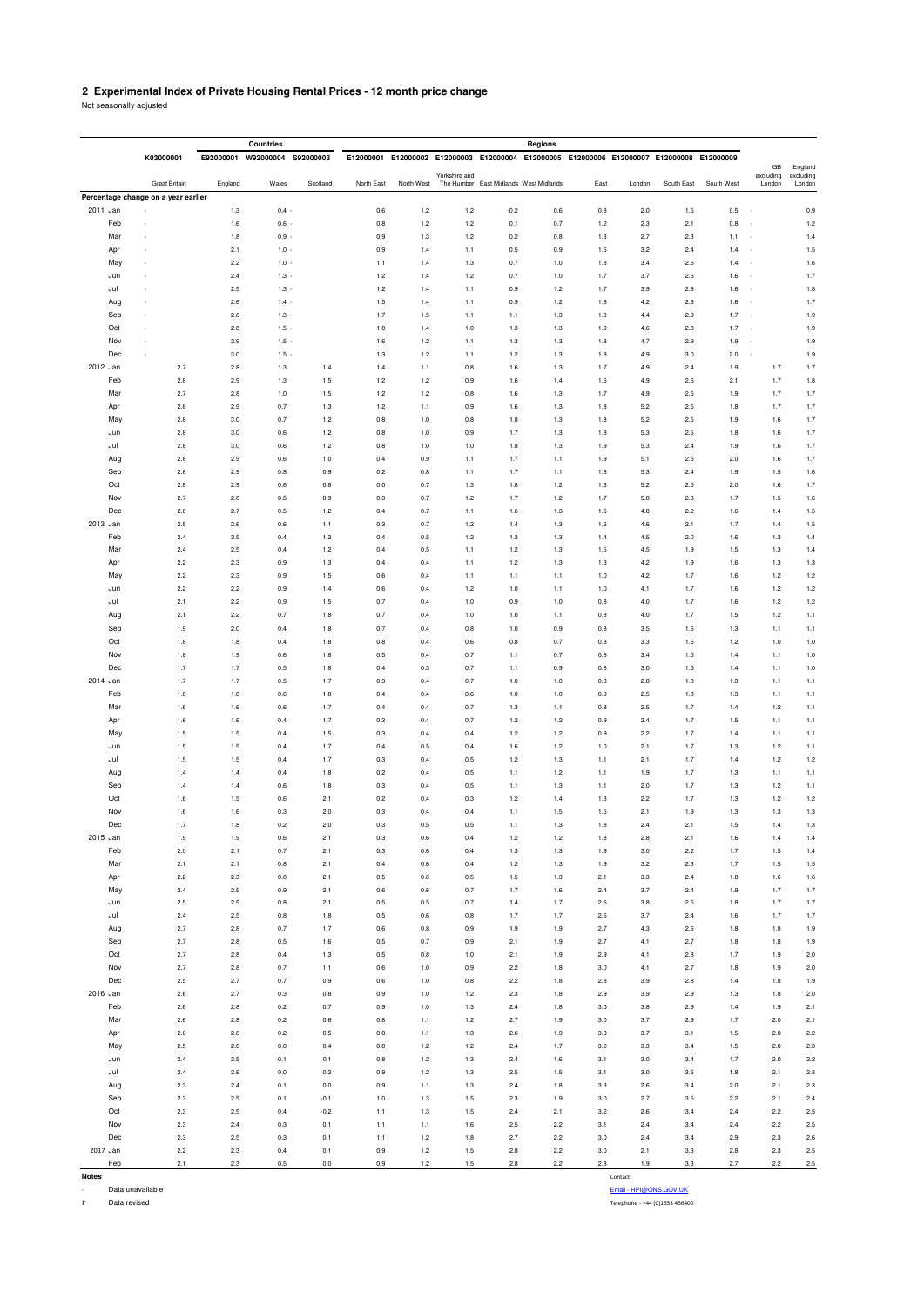# 2 Experimental Index of Private Housing Rental Prices - 12 month price change

Not seasonally adjusted

| | | Countries | | | | Regions | | | | | | | | | | |
|---|---|---|---|---|---|---|---|---|---|---|---|---|---|---|---|---|
| | K03000001 | E92000001 | W92000004 | S92000003 | E12000001 | E12000002 | E12000003 | E12000004 | E12000005 | E12000006 | E12000007 | E12000008 | E12000009 | | |
| | Great Britain | England | Wales | Scotland | North East | North West | Yorkshire and The Humber | East Midlands | West Midlands | East | London | South East | South West | GB excluding London | England excluding London |
| **Percentage change on a year earlier** | | | | | | | | | | | | | | | |
| 2011 Jan | - | 1.3 | 0.4 | - | 0.6 | 1.2 | 1.2 | -0.2 | 0.6 | 0.8 | 2.0 | 1.5 | 0.5 | - | 0.9 |
| Feb | - | 1.6 | 0.6 | - | 0.8 | 1.2 | 1.2 | 0.1 | 0.7 | 1.2 | 2.3 | 2.1 | 0.8 | - | 1.2 |
| Mar | - | 1.8 | 0.9 | - | 0.9 | 1.3 | 1.2 | 0.2 | 0.8 | 1.3 | 2.7 | 2.3 | 1.1 | - | 1.4 |
| Apr | - | 2.1 | 1.0 | - | 0.9 | 1.4 | 1.1 | 0.5 | 0.9 | 1.5 | 3.2 | 2.4 | 1.4 | - | 1.5 |
| May | - | 2.2 | 1.0 | - | 1.1 | 1.4 | 1.3 | 0.7 | 1.0 | 1.8 | 3.4 | 2.6 | 1.4 | - | 1.6 |
| Jun | - | 2.4 | 1.3 | - | 1.2 | 1.4 | 1.2 | 0.7 | 1.0 | 1.7 | 3.7 | 2.6 | 1.6 | - | 1.7 |
| Jul | - | 2.5 | 1.3 | - | 1.2 | 1.4 | 1.1 | 0.9 | 1.2 | 1.7 | 3.9 | 2.8 | 1.6 | - | 1.8 |
| Aug | - | 2.6 | 1.4 | - | 1.5 | 1.4 | 1.1 | 0.9 | 1.2 | 1.8 | 4.2 | 2.6 | 1.6 | - | 1.7 |
| Sep | - | 2.8 | 1.3 | - | 1.7 | 1.5 | 1.1 | 1.1 | 1.3 | 1.8 | 4.4 | 2.9 | 1.7 | - | 1.9 |
| Oct | - | 2.8 | 1.5 | - | 1.8 | 1.4 | 1.0 | 1.3 | 1.3 | 1.9 | 4.6 | 2.8 | 1.7 | - | 1.9 |
| Nov | - | 2.9 | 1.5 | - | 1.6 | 1.2 | 1.1 | 1.3 | 1.3 | 1.8 | 4.7 | 2.9 | 1.9 | - | 1.9 |
| Dec | - | 3.0 | 1.5 | - | 1.3 | 1.2 | 1.1 | 1.2 | 1.3 | 1.8 | 4.9 | 3.0 | 2.0 | - | 1.9 |
| 2012 Jan | 2.7 | 2.8 | 1.3 | 1.4 | 1.4 | 1.1 | 0.8 | 1.6 | 1.3 | 1.7 | 4.9 | 2.4 | 1.9 | 1.7 | 1.7 |
| Feb | 2.8 | 2.9 | 1.3 | 1.5 | 1.2 | 1.2 | 0.9 | 1.6 | 1.4 | 1.6 | 4.9 | 2.6 | 2.1 | 1.7 | 1.8 |
| Mar | 2.7 | 2.8 | 1.0 | 1.5 | 1.2 | 1.2 | 0.8 | 1.6 | 1.3 | 1.7 | 4.9 | 2.5 | 1.9 | 1.7 | 1.7 |
| Apr | 2.8 | 2.9 | 0.7 | 1.3 | 1.2 | 1.1 | 0.9 | 1.6 | 1.3 | 1.8 | 5.2 | 2.5 | 1.8 | 1.7 | 1.7 |
| May | 2.8 | 3.0 | 0.7 | 1.2 | 0.8 | 1.0 | 0.8 | 1.8 | 1.3 | 1.8 | 5.2 | 2.5 | 1.9 | 1.6 | 1.7 |
| Jun | 2.8 | 3.0 | 0.6 | 1.2 | 0.8 | 1.0 | 0.9 | 1.7 | 1.3 | 1.8 | 5.3 | 2.5 | 1.8 | 1.6 | 1.7 |
| Jul | 2.8 | 3.0 | 0.6 | 1.2 | 0.8 | 1.0 | 1.0 | 1.8 | 1.3 | 1.9 | 5.3 | 2.4 | 1.9 | 1.6 | 1.7 |
| Aug | 2.8 | 2.9 | 0.6 | 1.0 | 0.4 | 0.9 | 1.1 | 1.7 | 1.1 | 1.9 | 5.1 | 2.5 | 2.0 | 1.6 | 1.7 |
| Sep | 2.8 | 2.9 | 0.8 | 0.9 | 0.2 | 0.8 | 1.1 | 1.7 | 1.1 | 1.8 | 5.3 | 2.4 | 1.9 | 1.5 | 1.6 |
| Oct | 2.8 | 2.9 | 0.6 | 0.8 | 0.0 | 0.7 | 1.3 | 1.8 | 1.2 | 1.6 | 5.2 | 2.5 | 2.0 | 1.6 | 1.7 |
| Nov | 2.7 | 2.8 | 0.5 | 0.9 | 0.3 | 0.7 | 1.2 | 1.7 | 1.2 | 1.7 | 5.0 | 2.3 | 1.7 | 1.5 | 1.6 |
| Dec | 2.6 | 2.7 | 0.5 | 1.2 | 0.4 | 0.7 | 1.1 | 1.6 | 1.3 | 1.5 | 4.8 | 2.2 | 1.6 | 1.4 | 1.5 |
| 2013 Jan | 2.5 | 2.6 | 0.6 | 1.1 | 0.3 | 0.7 | 1.2 | 1.4 | 1.3 | 1.6 | 4.6 | 2.1 | 1.7 | 1.4 | 1.5 |
| Feb | 2.4 | 2.5 | 0.4 | 1.2 | 0.4 | 0.5 | 1.2 | 1.3 | 1.3 | 1.4 | 4.5 | 2.0 | 1.6 | 1.3 | 1.4 |
| Mar | 2.4 | 2.5 | 0.4 | 1.2 | 0.4 | 0.5 | 1.1 | 1.2 | 1.3 | 1.5 | 4.5 | 1.9 | 1.5 | 1.3 | 1.4 |
| Apr | 2.2 | 2.3 | 0.9 | 1.3 | 0.4 | 0.4 | 1.1 | 1.2 | 1.3 | 1.3 | 4.2 | 1.9 | 1.6 | 1.3 | 1.3 |
| May | 2.2 | 2.3 | 0.9 | 1.5 | 0.6 | 0.4 | 1.1 | 1.1 | 1.1 | 1.0 | 4.2 | 1.7 | 1.6 | 1.2 | 1.2 |
| Jun | 2.2 | 2.2 | 0.9 | 1.4 | 0.6 | 0.4 | 1.2 | 1.0 | 1.1 | 1.0 | 4.1 | 1.7 | 1.6 | 1.2 | 1.2 |
| Jul | 2.1 | 2.2 | 0.9 | 1.5 | 0.7 | 0.4 | 1.0 | 0.9 | 1.0 | 0.8 | 4.0 | 1.7 | 1.6 | 1.2 | 1.2 |
| Aug | 2.1 | 2.2 | 0.7 | 1.8 | 0.7 | 0.4 | 1.0 | 1.0 | 1.1 | 0.8 | 4.0 | 1.7 | 1.5 | 1.2 | 1.1 |
| Sep | 1.9 | 2.0 | 0.4 | 1.8 | 0.7 | 0.4 | 0.8 | 1.0 | 0.9 | 0.8 | 3.5 | 1.6 | 1.3 | 1.1 | 1.1 |
| Oct | 1.8 | 1.8 | 0.4 | 1.8 | 0.8 | 0.4 | 0.6 | 0.8 | 0.7 | 0.8 | 3.3 | 1.6 | 1.2 | 1.0 | 1.0 |
| Nov | 1.8 | 1.9 | 0.6 | 1.8 | 0.5 | 0.4 | 0.7 | 1.1 | 0.7 | 0.8 | 3.4 | 1.5 | 1.4 | 1.1 | 1.0 |
| Dec | 1.7 | 1.7 | 0.5 | 1.8 | 0.4 | 0.3 | 0.7 | 1.1 | 0.9 | 0.8 | 3.0 | 1.5 | 1.4 | 1.1 | 1.0 |
| 2014 Jan | 1.7 | 1.7 | 0.5 | 1.7 | 0.3 | 0.4 | 0.7 | 1.0 | 1.0 | 0.8 | 2.8 | 1.8 | 1.3 | 1.1 | 1.1 |
| Feb | 1.6 | 1.6 | 0.6 | 1.8 | 0.4 | 0.4 | 0.6 | 1.0 | 1.0 | 0.9 | 2.5 | 1.8 | 1.3 | 1.1 | 1.1 |
| Mar | 1.6 | 1.6 | 0.6 | 1.7 | 0.4 | 0.4 | 0.7 | 1.3 | 1.1 | 0.8 | 2.5 | 1.7 | 1.4 | 1.2 | 1.1 |
| Apr | 1.6 | 1.6 | 0.4 | 1.7 | 0.3 | 0.4 | 0.7 | 1.2 | 1.2 | 0.9 | 2.4 | 1.7 | 1.5 | 1.1 | 1.1 |
| May | 1.5 | 1.5 | 0.4 | 1.5 | 0.3 | 0.4 | 0.4 | 1.2 | 1.2 | 0.9 | 2.2 | 1.7 | 1.4 | 1.1 | 1.1 |
| Jun | 1.5 | 1.5 | 0.4 | 1.7 | 0.4 | 0.5 | 0.4 | 1.6 | 1.2 | 1.0 | 2.1 | 1.7 | 1.3 | 1.2 | 1.1 |
| Jul | 1.5 | 1.5 | 0.4 | 1.7 | 0.3 | 0.4 | 0.5 | 1.2 | 1.3 | 1.1 | 2.1 | 1.7 | 1.4 | 1.2 | 1.2 |
| Aug | 1.4 | 1.4 | 0.4 | 1.8 | 0.2 | 0.4 | 0.5 | 1.1 | 1.2 | 1.1 | 1.9 | 1.7 | 1.3 | 1.1 | 1.1 |
| Sep | 1.4 | 1.4 | 0.6 | 1.8 | 0.3 | 0.4 | 0.5 | 1.1 | 1.3 | 1.1 | 2.0 | 1.7 | 1.3 | 1.2 | 1.1 |
| Oct | 1.6 | 1.5 | 0.6 | 2.1 | 0.2 | 0.4 | 0.3 | 1.2 | 1.4 | 1.3 | 2.2 | 1.7 | 1.3 | 1.2 | 1.2 |
| Nov | 1.6 | 1.6 | 0.3 | 2.0 | 0.3 | 0.4 | 0.4 | 1.1 | 1.5 | 1.5 | 2.1 | 1.9 | 1.3 | 1.3 | 1.3 |
| Dec | 1.7 | 1.8 | 0.2 | 2.0 | 0.3 | 0.5 | 0.5 | 1.1 | 1.3 | 1.8 | 2.4 | 2.1 | 1.5 | 1.4 | 1.3 |
| 2015 Jan | 1.9 | 1.9 | 0.6 | 2.1 | 0.3 | 0.6 | 0.4 | 1.2 | 1.2 | 1.8 | 2.8 | 2.1 | 1.6 | 1.4 | 1.4 |
| Feb | 2.0 | 2.1 | 0.7 | 2.1 | 0.3 | 0.6 | 0.4 | 1.3 | 1.3 | 1.9 | 3.0 | 2.2 | 1.7 | 1.5 | 1.4 |
| Mar | 2.1 | 2.1 | 0.8 | 2.1 | 0.4 | 0.6 | 0.4 | 1.2 | 1.3 | 1.9 | 3.2 | 2.3 | 1.7 | 1.5 | 1.5 |
| Apr | 2.2 | 2.3 | 0.8 | 2.1 | 0.5 | 0.6 | 0.5 | 1.5 | 1.3 | 2.1 | 3.3 | 2.4 | 1.8 | 1.6 | 1.6 |
| May | 2.4 | 2.5 | 0.9 | 2.1 | 0.6 | 0.6 | 0.7 | 1.7 | 1.6 | 2.4 | 3.7 | 2.4 | 1.9 | 1.7 | 1.7 |
| Jun | 2.5 | 2.5 | 0.8 | 2.1 | 0.5 | 0.5 | 0.7 | 1.4 | 1.7 | 2.6 | 3.8 | 2.5 | 1.8 | 1.7 | 1.7 |
| Jul | 2.4 | 2.5 | 0.8 | 1.8 | 0.5 | 0.6 | 0.8 | 1.7 | 1.7 | 2.6 | 3.7 | 2.4 | 1.6 | 1.7 | 1.7 |
| Aug | 2.7 | 2.8 | 0.7 | 1.7 | 0.6 | 0.8 | 0.9 | 1.9 | 1.9 | 2.7 | 4.3 | 2.6 | 1.8 | 1.8 | 1.9 |
| Sep | 2.7 | 2.8 | 0.5 | 1.6 | 0.5 | 0.7 | 0.9 | 2.1 | 1.9 | 2.7 | 4.1 | 2.7 | 1.8 | 1.8 | 1.9 |
| Oct | 2.7 | 2.8 | 0.4 | 1.3 | 0.5 | 0.8 | 1.0 | 2.1 | 1.9 | 2.9 | 4.1 | 2.8 | 1.7 | 1.9 | 2.0 |
| Nov | 2.7 | 2.8 | 0.7 | 1.1 | 0.6 | 1.0 | 0.9 | 2.2 | 1.8 | 3.0 | 4.1 | 2.7 | 1.8 | 1.9 | 2.0 |
| Dec | 2.5 | 2.7 | 0.7 | 0.9 | 0.6 | 1.0 | 0.8 | 2.2 | 1.8 | 2.8 | 3.9 | 2.8 | 1.4 | 1.8 | 1.9 |
| 2016 Jan | 2.6 | 2.7 | 0.3 | 0.8 | 0.9 | 1.0 | 1.2 | 2.3 | 1.8 | 2.9 | 3.9 | 2.9 | 1.3 | 1.8 | 2.0 |
| Feb | 2.6 | 2.8 | 0.2 | 0.7 | 0.9 | 1.0 | 1.3 | 2.4 | 1.8 | 3.0 | 3.8 | 2.9 | 1.4 | 1.9 | 2.1 |
| Mar | 2.6 | 2.8 | 0.2 | 0.6 | 0.8 | 1.1 | 1.2 | 2.7 | 1.9 | 3.0 | 3.7 | 2.9 | 1.7 | 2.0 | 2.1 |
| Apr | 2.6 | 2.8 | 0.2 | 0.5 | 0.8 | 1.1 | 1.3 | 2.6 | 1.9 | 3.0 | 3.7 | 3.1 | 1.5 | 2.0 | 2.2 |
| May | 2.5 | 2.6 | 0.0 | 0.4 | 0.8 | 1.2 | 1.2 | 2.4 | 1.7 | 3.2 | 3.3 | 3.4 | 1.5 | 2.0 | 2.3 |
| Jun | 2.4 | 2.5 | -0.1 | 0.1 | 0.8 | 1.2 | 1.3 | 2.4 | 1.6 | 3.1 | 3.0 | 3.4 | 1.7 | 2.0 | 2.2 |
| Jul | 2.4 | 2.6 | 0.0 | 0.2 | 0.9 | 1.2 | 1.3 | 2.5 | 1.5 | 3.1 | 3.0 | 3.5 | 1.8 | 2.1 | 2.3 |
| Aug | 2.3 | 2.4 | 0.1 | 0.0 | 0.9 | 1.1 | 1.3 | 2.4 | 1.8 | 3.3 | 2.6 | 3.4 | 2.0 | 2.1 | 2.3 |
| Sep | 2.3 | 2.5 | 0.1 | -0.1 | 1.0 | 1.3 | 1.5 | 2.3 | 1.9 | 3.0 | 2.7 | 3.5 | 2.2 | 2.1 | 2.4 |
| Oct | 2.3 | 2.5 | 0.4 | -0.2 | 1.1 | 1.3 | 1.5 | 2.4 | 2.1 | 3.2 | 2.6 | 3.4 | 2.4 | 2.2 | 2.5 |
| Nov | 2.3 | 2.4 | 0.3 | 0.1 | 1.1 | 1.1 | 1.6 | 2.5 | 2.2 | 3.1 | 2.4 | 3.4 | 2.4 | 2.2 | 2.5 |
| Dec | 2.3 | 2.5 | 0.3 | 0.1 | 1.1 | 1.2 | 1.8 | 2.7 | 2.2 | 3.0 | 2.4 | 3.4 | 2.9 | 2.3 | 2.6 |
| 2017 Jan | 2.2 | 2.3 | 0.4 | 0.1 | 0.9 | 1.2 | 1.5 | 2.8 | 2.2 | 3.0 | 2.1 | 3.3 | 2.8 | 2.3 | 2.5 |
| Feb | 2.1 | 2.3 | 0.5 | 0.0 | 0.9 | 1.2 | 1.5 | 2.8 | 2.2 | 2.8 | 1.9 | 3.3 | 2.7 | 2.2 | 2.5 |

**Notes**

- Data unavailable

r Data revised

Contact:

Email - HPI@ONS.GOV.UK

Telephone - +44 (0)1633 456400